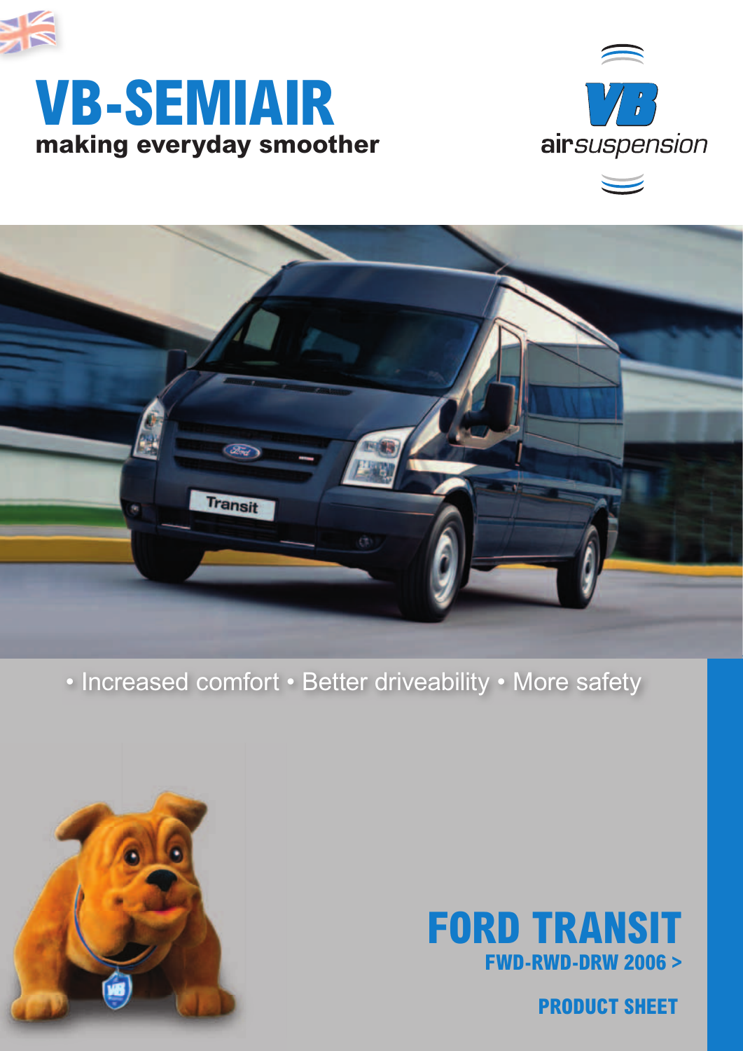# VB-SEMIAIR

**making everyday smoother**

VB airsuspension

• Increased comfort • Better driveability • More safety

## FORD TRANSIT

### FWD-RWD-DRW 2006 >

**PRODUCT SHEET**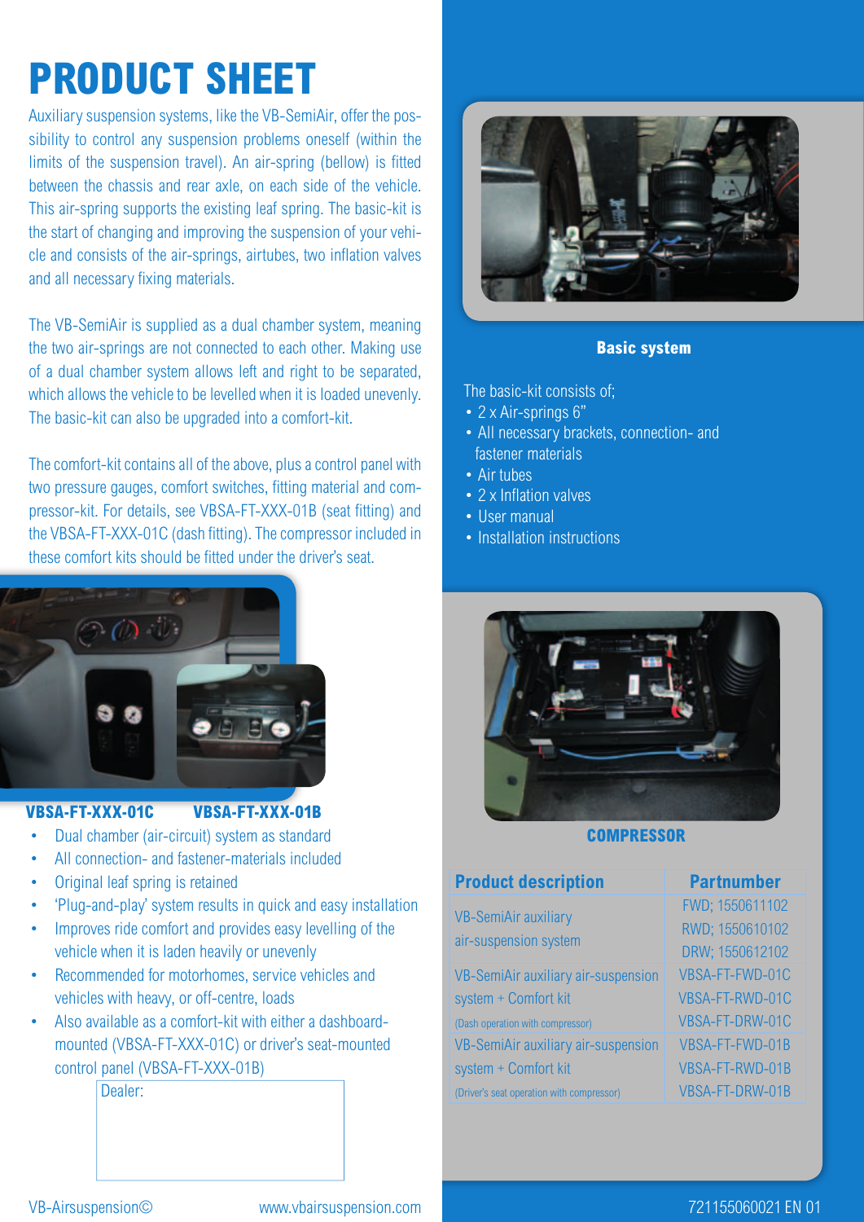# PRODUCT SHEET

Auxiliary suspension systems, like the VB-SemiAir, offer the possibility to control any suspension problems oneself (within the limits of the suspension travel). An air-spring (bellow) is fitted between the chassis and rear axle, on each side of the vehicle. This air-spring supports the existing leaf spring. The basic-kit is the start of changing and improving the suspension of your vehicle and consists of the air-springs, airtubes, two inflation valves and all necessary fixing materials.

The VB-SemiAir is supplied as a dual chamber system, meaning the two air-springs are not connected to each other. Making use of a dual chamber system allows left and right to be separated, which allows the vehicle to be levelled when it is loaded unevenly. The basic-kit can also be upgraded into a comfort-kit.

The comfort-kit contains all of the above, plus a control panel with two pressure gauges, comfort switches, fitting material and compressor-kit. For details, see VBSA-FT-XXX-01B (seat fitting) and the VBSA-FT-XXX-01C (dash fitting). The compressor included in these comfort kits should be fitted under the driver's seat.

**VBSA-FT-XXX-01C** **VBSA-FT-XXX-01B**

- Dual chamber (air-circuit) system as standard
- All connection- and fastener-materials included
- Original leaf spring is retained
- 'Plug-and-play' system results in quick and easy installation
- Improves ride comfort and provides easy levelling of the vehicle when it is laden heavily or unevenly
- Recommended for motorhomes, service vehicles and vehicles with heavy, or off-centre, loads
- Also available as a comfort-kit with either a dashboard-mounted (VBSA-FT-XXX-01C) or driver's seat-mounted control panel (VBSA-FT-XXX-01B)

Dealer:

**Basic system**

The basic-kit consists of;

- 2 x Air-springs 6"
- All necessary brackets, connection- and fastener materials
- Air tubes
- 2 x Inflation valves
- User manual
- Installation instructions

**COMPRESSOR**

| Product description | Partnumber |
| --- | --- |
| VB-SemiAir auxiliary air-suspension system | FWD; 1550611102<br>RWD; 1550610102<br>DRW; 1550612102 |
| VB-SemiAir auxiliary air-suspension system + Comfort kit<br>(Dash operation with compressor) | VBSA-FT-FWD-01C<br>VBSA-FT-RWD-01C<br>VBSA-FT-DRW-01C |
| VB-SemiAir auxiliary air-suspension system + Comfort kit<br>(Driver's seat operation with compressor) | VBSA-FT-FWD-01B<br>VBSA-FT-RWD-01B<br>VBSA-FT-DRW-01B |

VB-Airsuspension© www.vbairsuspension.com 721155060021 EN 01